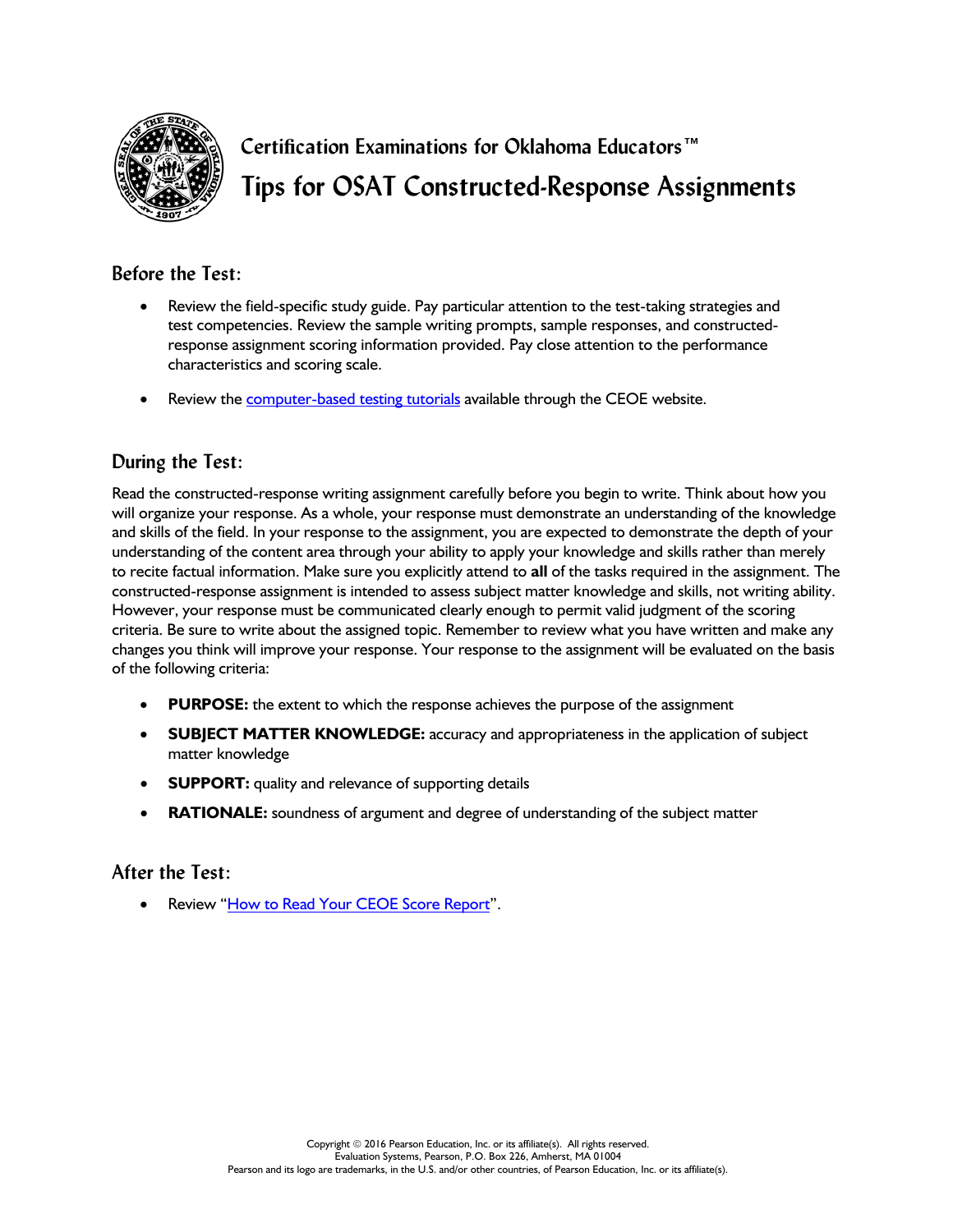# Certification Examinations for Oklahoma Educators™

## Tips for OSAT Constructed-Response Assignments

### Before the Test:

- Review the field-specific study guide. Pay particular attention to the test-taking strategies and test competencies. Review the sample writing prompts, sample responses, and constructed-response assignment scoring information provided. Pay close attention to the performance characteristics and scoring scale.
- Review the computer-based testing tutorials available through the CEOE website.

### During the Test:

Read the constructed-response writing assignment carefully before you begin to write. Think about how you will organize your response. As a whole, your response must demonstrate an understanding of the knowledge and skills of the field. In your response to the assignment, you are expected to demonstrate the depth of your understanding of the content area through your ability to apply your knowledge and skills rather than merely to recite factual information. Make sure you explicitly attend to **all** of the tasks required in the assignment. The constructed-response assignment is intended to assess subject matter knowledge and skills, not writing ability. However, your response must be communicated clearly enough to permit valid judgment of the scoring criteria. Be sure to write about the assigned topic. Remember to review what you have written and make any changes you think will improve your response. Your response to the assignment will be evaluated on the basis of the following criteria:

- **PURPOSE:** the extent to which the response achieves the purpose of the assignment
- **SUBJECT MATTER KNOWLEDGE:** accuracy and appropriateness in the application of subject matter knowledge
- **SUPPORT:** quality and relevance of supporting details
- **RATIONALE:** soundness of argument and degree of understanding of the subject matter

### After the Test:

- Review "How to Read Your CEOE Score Report".

Copyright © 2016 Pearson Education, Inc. or its affiliate(s). All rights reserved.
Evaluation Systems, Pearson, P.O. Box 226, Amherst, MA 01004
Pearson and its logo are trademarks, in the U.S. and/or other countries, of Pearson Education, Inc. or its affiliate(s).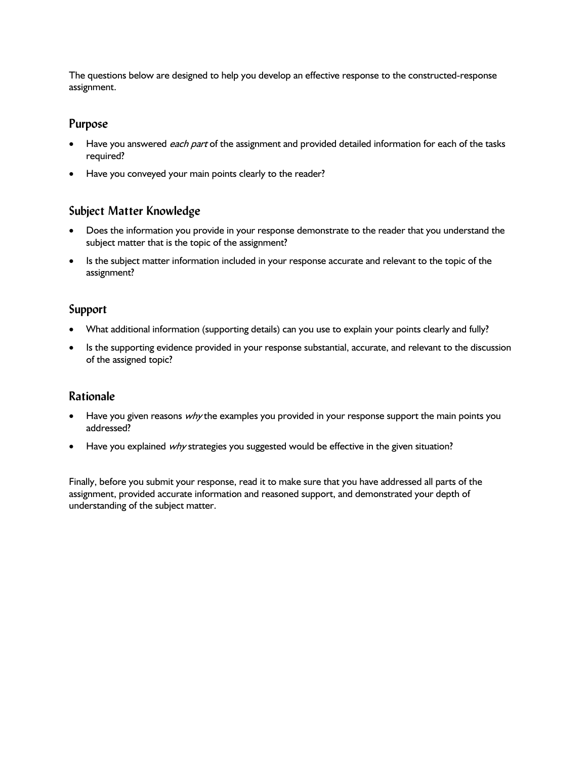The questions below are designed to help you develop an effective response to the constructed-response assignment.

## Purpose

- Have you answered *each part* of the assignment and provided detailed information for each of the tasks required?
- Have you conveyed your main points clearly to the reader?

## Subject Matter Knowledge

- Does the information you provide in your response demonstrate to the reader that you understand the subject matter that is the topic of the assignment?
- Is the subject matter information included in your response accurate and relevant to the topic of the assignment?

## Support

- What additional information (supporting details) can you use to explain your points clearly and fully?
- Is the supporting evidence provided in your response substantial, accurate, and relevant to the discussion of the assigned topic?

## Rationale

- Have you given reasons *why* the examples you provided in your response support the main points you addressed?
- Have you explained *why* strategies you suggested would be effective in the given situation?

Finally, before you submit your response, read it to make sure that you have addressed all parts of the assignment, provided accurate information and reasoned support, and demonstrated your depth of understanding of the subject matter.